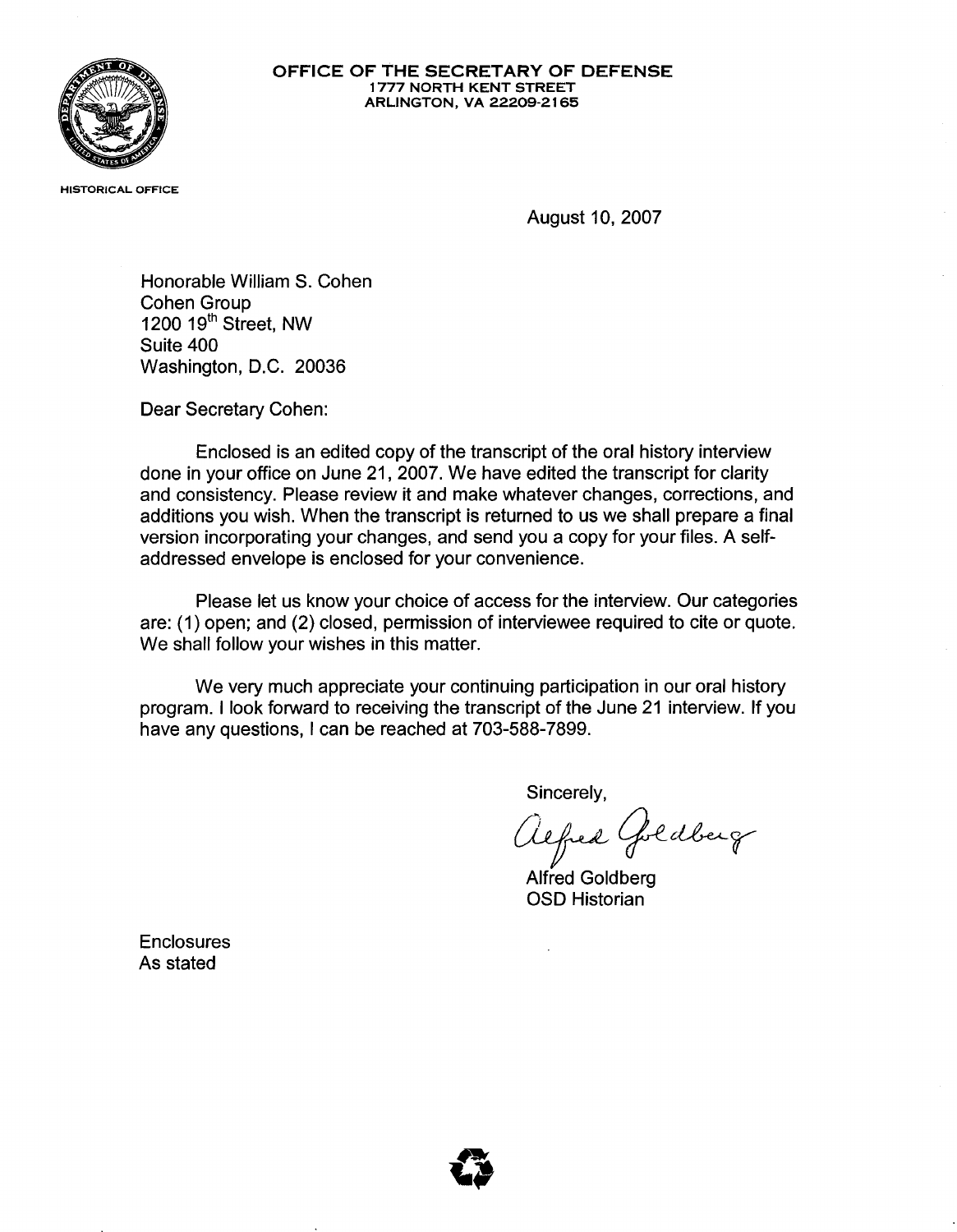**OFFICE OF THE SECRETARY OF DEFENSE**
**1777 NORTH KENT STREET**
**ARLINGTON, VA 22209-2165**

HISTORICAL OFFICE

August 10, 2007

Honorable William S. Cohen
Cohen Group
1200 19th Street, NW
Suite 400
Washington, D.C. 20036

Dear Secretary Cohen:

Enclosed is an edited copy of the transcript of the oral history interview done in your office on June 21, 2007. We have edited the transcript for clarity and consistency. Please review it and make whatever changes, corrections, and additions you wish. When the transcript is returned to us we shall prepare a final version incorporating your changes, and send you a copy for your files. A self-addressed envelope is enclosed for your convenience.

Please let us know your choice of access for the interview. Our categories are: (1) open; and (2) closed, permission of interviewee required to cite or quote. We shall follow your wishes in this matter.

We very much appreciate your continuing participation in our oral history program. I look forward to receiving the transcript of the June 21 interview. If you have any questions, I can be reached at 703-588-7899.

Sincerely,

Alfred Goldberg

Alfred Goldberg
OSD Historian

Enclosures
As stated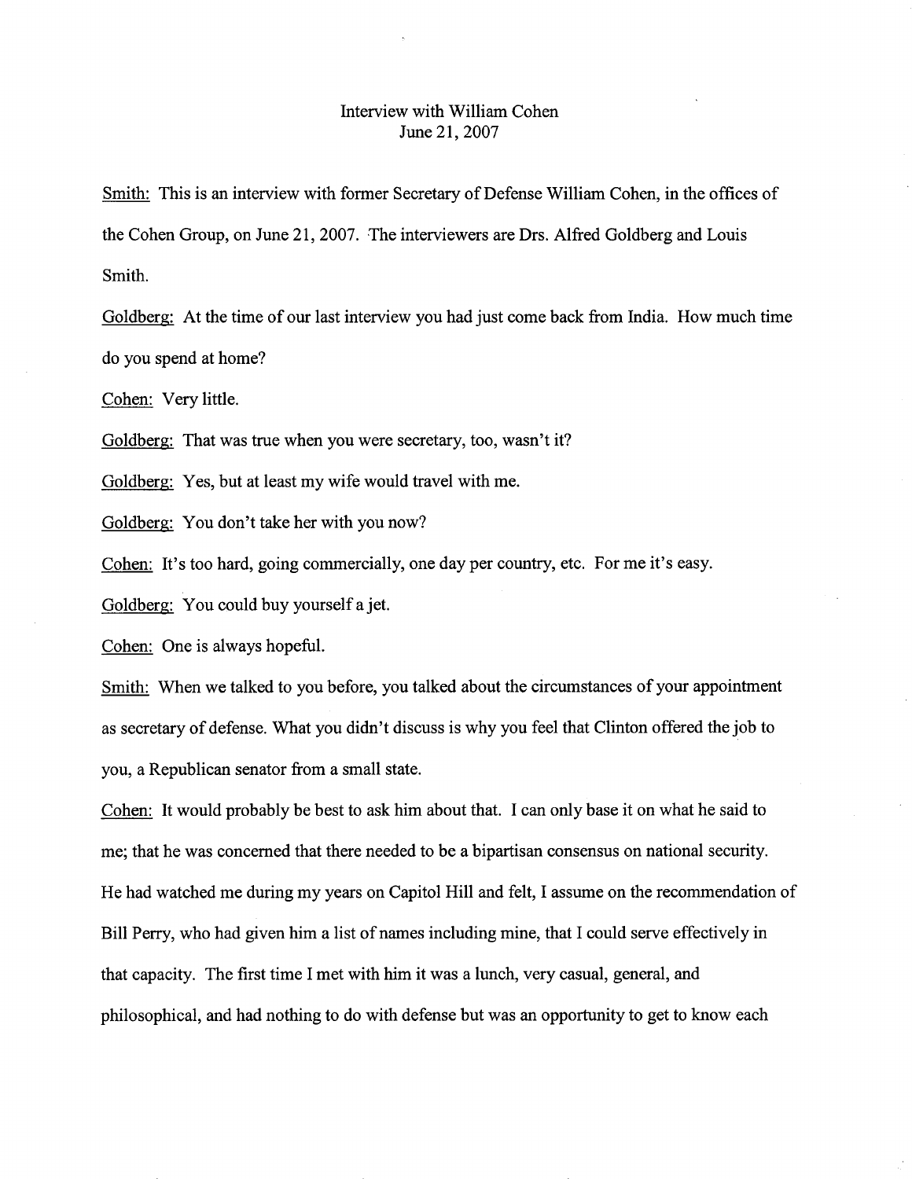Interview with William Cohen
June 21, 2007

Smith: This is an interview with former Secretary of Defense William Cohen, in the offices of the Cohen Group, on June 21, 2007. The interviewers are Drs. Alfred Goldberg and Louis Smith.

Goldberg: At the time of our last interview you had just come back from India. How much time do you spend at home?

Cohen: Very little.

Goldberg: That was true when you were secretary, too, wasn't it?

Goldberg: Yes, but at least my wife would travel with me.

Goldberg: You don't take her with you now?

Cohen: It's too hard, going commercially, one day per country, etc. For me it's easy.

Goldberg: You could buy yourself a jet.

Cohen: One is always hopeful.

Smith: When we talked to you before, you talked about the circumstances of your appointment as secretary of defense. What you didn't discuss is why you feel that Clinton offered the job to you, a Republican senator from a small state.

Cohen: It would probably be best to ask him about that. I can only base it on what he said to me; that he was concerned that there needed to be a bipartisan consensus on national security. He had watched me during my years on Capitol Hill and felt, I assume on the recommendation of Bill Perry, who had given him a list of names including mine, that I could serve effectively in that capacity. The first time I met with him it was a lunch, very casual, general, and philosophical, and had nothing to do with defense but was an opportunity to get to know each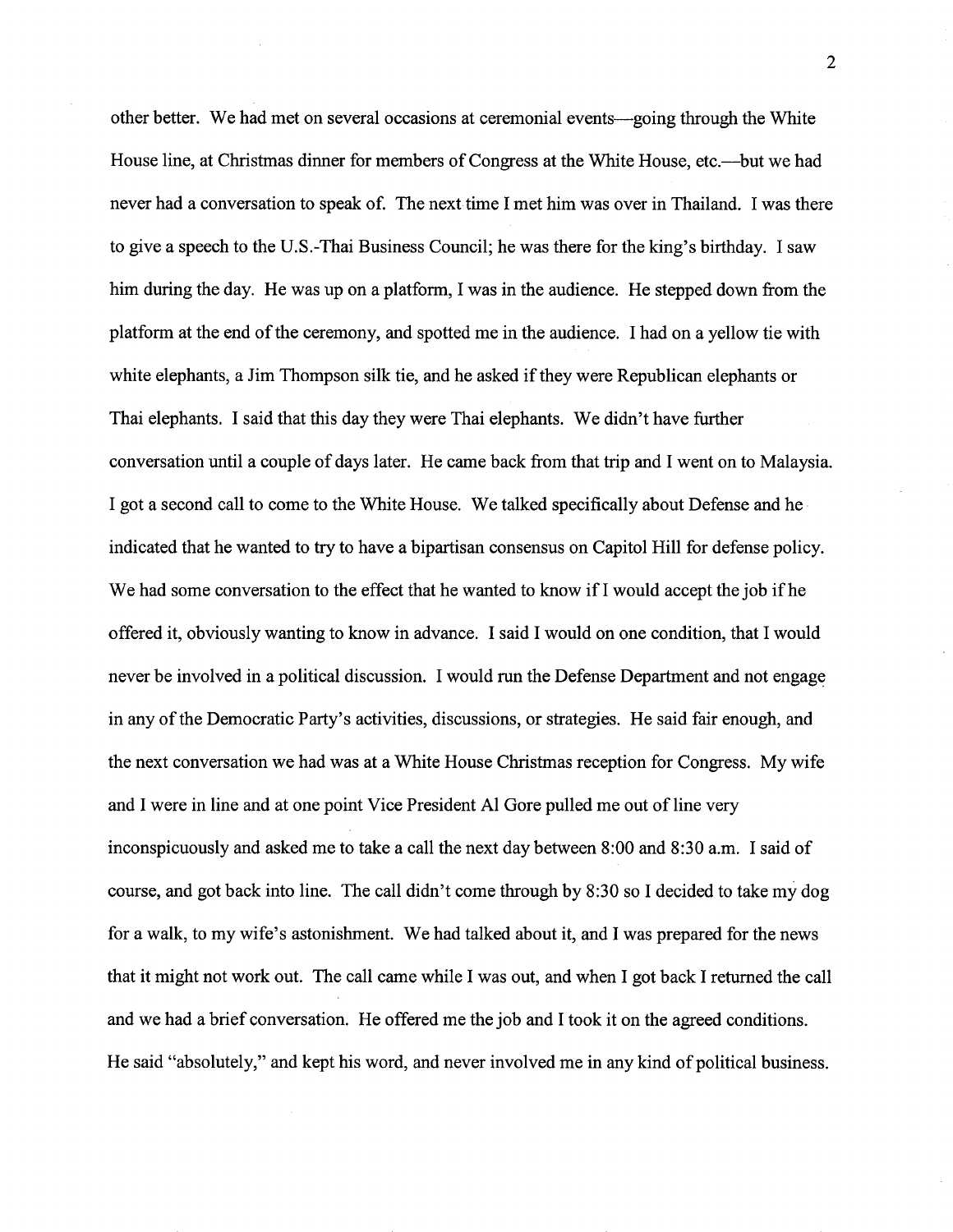other better. We had met on several occasions at ceremonial events—going through the White House line, at Christmas dinner for members of Congress at the White House, etc.—but we had never had a conversation to speak of. The next time I met him was over in Thailand. I was there to give a speech to the U.S.-Thai Business Council; he was there for the king's birthday. I saw him during the day. He was up on a platform, I was in the audience. He stepped down from the platform at the end of the ceremony, and spotted me in the audience. I had on a yellow tie with white elephants, a Jim Thompson silk tie, and he asked if they were Republican elephants or Thai elephants. I said that this day they were Thai elephants. We didn't have further conversation until a couple of days later. He came back from that trip and I went on to Malaysia. I got a second call to come to the White House. We talked specifically about Defense and he indicated that he wanted to try to have a bipartisan consensus on Capitol Hill for defense policy. We had some conversation to the effect that he wanted to know if I would accept the job if he offered it, obviously wanting to know in advance. I said I would on one condition, that I would never be involved in a political discussion. I would run the Defense Department and not engage in any of the Democratic Party's activities, discussions, or strategies. He said fair enough, and the next conversation we had was at a White House Christmas reception for Congress. My wife and I were in line and at one point Vice President Al Gore pulled me out of line very inconspicuously and asked me to take a call the next day between 8:00 and 8:30 a.m. I said of course, and got back into line. The call didn't come through by 8:30 so I decided to take my dog for a walk, to my wife's astonishment. We had talked about it, and I was prepared for the news that it might not work out. The call came while I was out, and when I got back I returned the call and we had a brief conversation. He offered me the job and I took it on the agreed conditions. He said "absolutely," and kept his word, and never involved me in any kind of political business.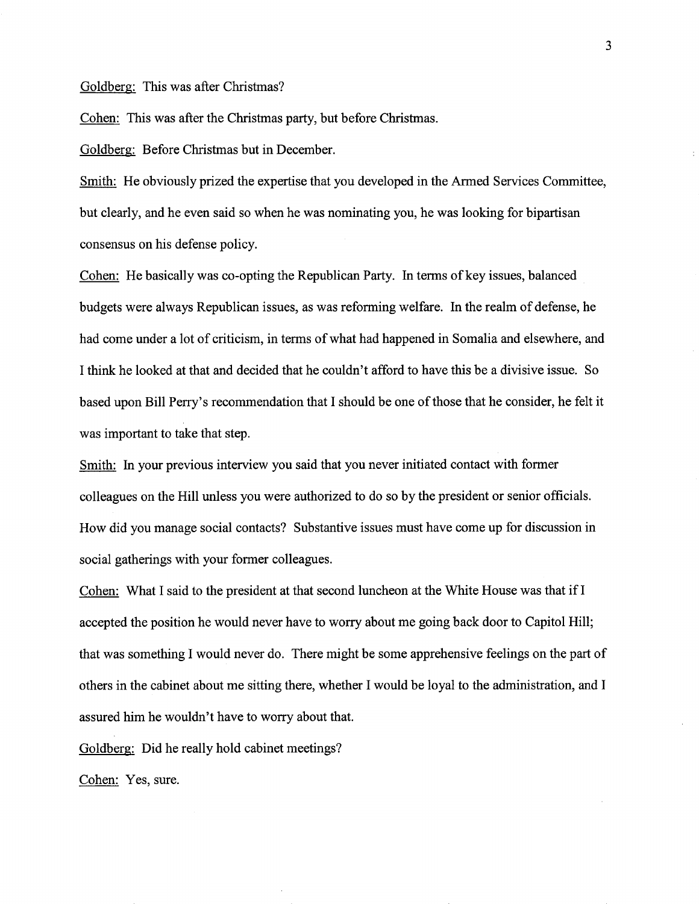<u>Goldberg:</u> This was after Christmas?

<u>Cohen:</u> This was after the Christmas party, but before Christmas.

<u>Goldberg:</u> Before Christmas but in December.

<u>Smith:</u> He obviously prized the expertise that you developed in the Armed Services Committee, but clearly, and he even said so when he was nominating you, he was looking for bipartisan consensus on his defense policy.

<u>Cohen:</u> He basically was co-opting the Republican Party. In terms of key issues, balanced budgets were always Republican issues, as was reforming welfare. In the realm of defense, he had come under a lot of criticism, in terms of what had happened in Somalia and elsewhere, and I think he looked at that and decided that he couldn't afford to have this be a divisive issue. So based upon Bill Perry's recommendation that I should be one of those that he consider, he felt it was important to take that step.

<u>Smith:</u> In your previous interview you said that you never initiated contact with former colleagues on the Hill unless you were authorized to do so by the president or senior officials. How did you manage social contacts? Substantive issues must have come up for discussion in social gatherings with your former colleagues.

<u>Cohen:</u> What I said to the president at that second luncheon at the White House was that if I accepted the position he would never have to worry about me going back door to Capitol Hill; that was something I would never do. There might be some apprehensive feelings on the part of others in the cabinet about me sitting there, whether I would be loyal to the administration, and I assured him he wouldn't have to worry about that.

<u>Goldberg:</u> Did he really hold cabinet meetings?

<u>Cohen:</u> Yes, sure.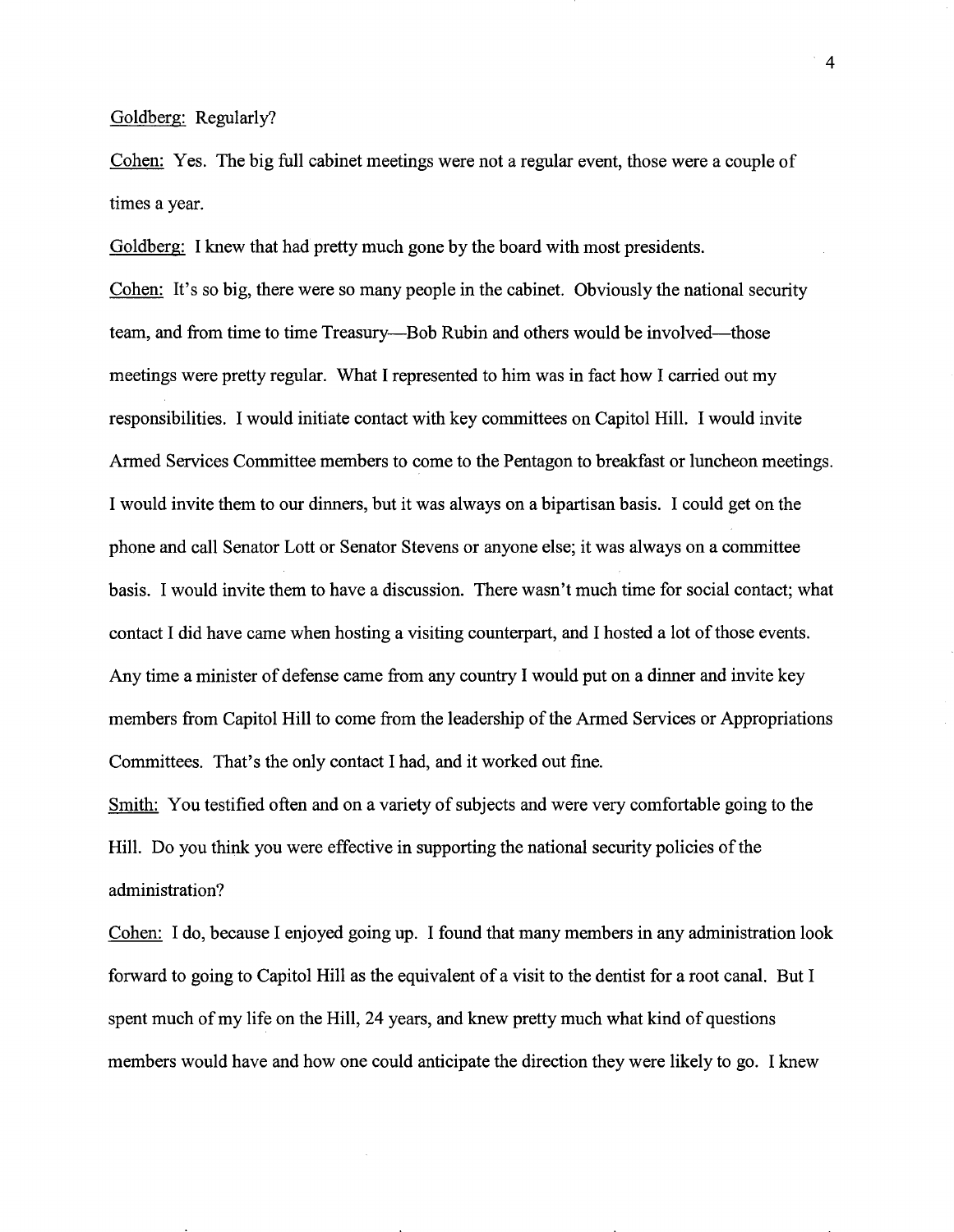Goldberg: Regularly?

Cohen: Yes. The big full cabinet meetings were not a regular event, those were a couple of times a year.

Goldberg: I knew that had pretty much gone by the board with most presidents.

Cohen: It's so big, there were so many people in the cabinet. Obviously the national security team, and from time to time Treasury—Bob Rubin and others would be involved—those meetings were pretty regular. What I represented to him was in fact how I carried out my responsibilities. I would initiate contact with key committees on Capitol Hill. I would invite Armed Services Committee members to come to the Pentagon to breakfast or luncheon meetings. I would invite them to our dinners, but it was always on a bipartisan basis. I could get on the phone and call Senator Lott or Senator Stevens or anyone else; it was always on a committee basis. I would invite them to have a discussion. There wasn't much time for social contact; what contact I did have came when hosting a visiting counterpart, and I hosted a lot of those events. Any time a minister of defense came from any country I would put on a dinner and invite key members from Capitol Hill to come from the leadership of the Armed Services or Appropriations Committees. That's the only contact I had, and it worked out fine.

Smith: You testified often and on a variety of subjects and were very comfortable going to the Hill. Do you think you were effective in supporting the national security policies of the administration?

Cohen: I do, because I enjoyed going up. I found that many members in any administration look forward to going to Capitol Hill as the equivalent of a visit to the dentist for a root canal. But I spent much of my life on the Hill, 24 years, and knew pretty much what kind of questions members would have and how one could anticipate the direction they were likely to go. I knew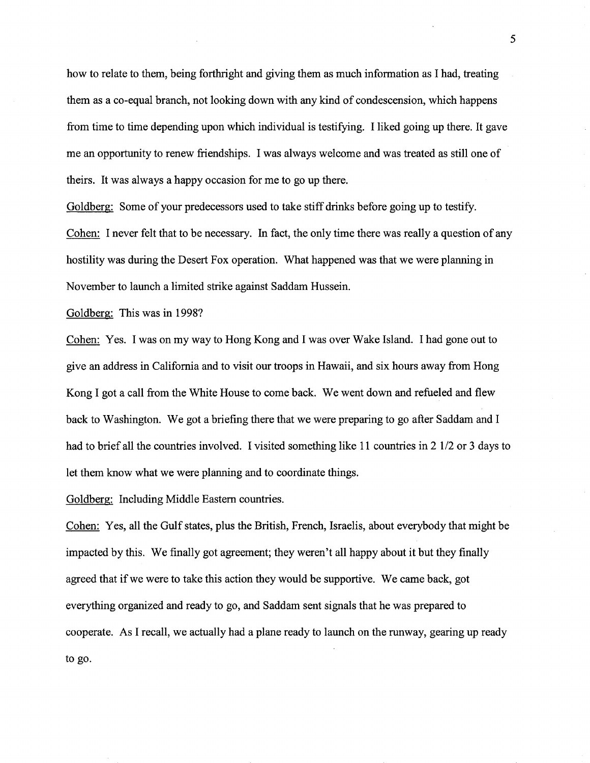how to relate to them, being forthright and giving them as much information as I had, treating them as a co-equal branch, not looking down with any kind of condescension, which happens from time to time depending upon which individual is testifying. I liked going up there. It gave me an opportunity to renew friendships. I was always welcome and was treated as still one of theirs. It was always a happy occasion for me to go up there.

<u>Goldberg:</u> Some of your predecessors used to take stiff drinks before going up to testify.

<u>Cohen:</u> I never felt that to be necessary. In fact, the only time there was really a question of any hostility was during the Desert Fox operation. What happened was that we were planning in November to launch a limited strike against Saddam Hussein.

<u>Goldberg:</u> This was in 1998?

<u>Cohen:</u> Yes. I was on my way to Hong Kong and I was over Wake Island. I had gone out to give an address in California and to visit our troops in Hawaii, and six hours away from Hong Kong I got a call from the White House to come back. We went down and refueled and flew back to Washington. We got a briefing there that we were preparing to go after Saddam and I had to brief all the countries involved. I visited something like 11 countries in 2 1/2 or 3 days to let them know what we were planning and to coordinate things.

<u>Goldberg:</u> Including Middle Eastern countries.

<u>Cohen:</u> Yes, all the Gulf states, plus the British, French, Israelis, about everybody that might be impacted by this. We finally got agreement; they weren't all happy about it but they finally agreed that if we were to take this action they would be supportive. We came back, got everything organized and ready to go, and Saddam sent signals that he was prepared to cooperate. As I recall, we actually had a plane ready to launch on the runway, gearing up ready to go.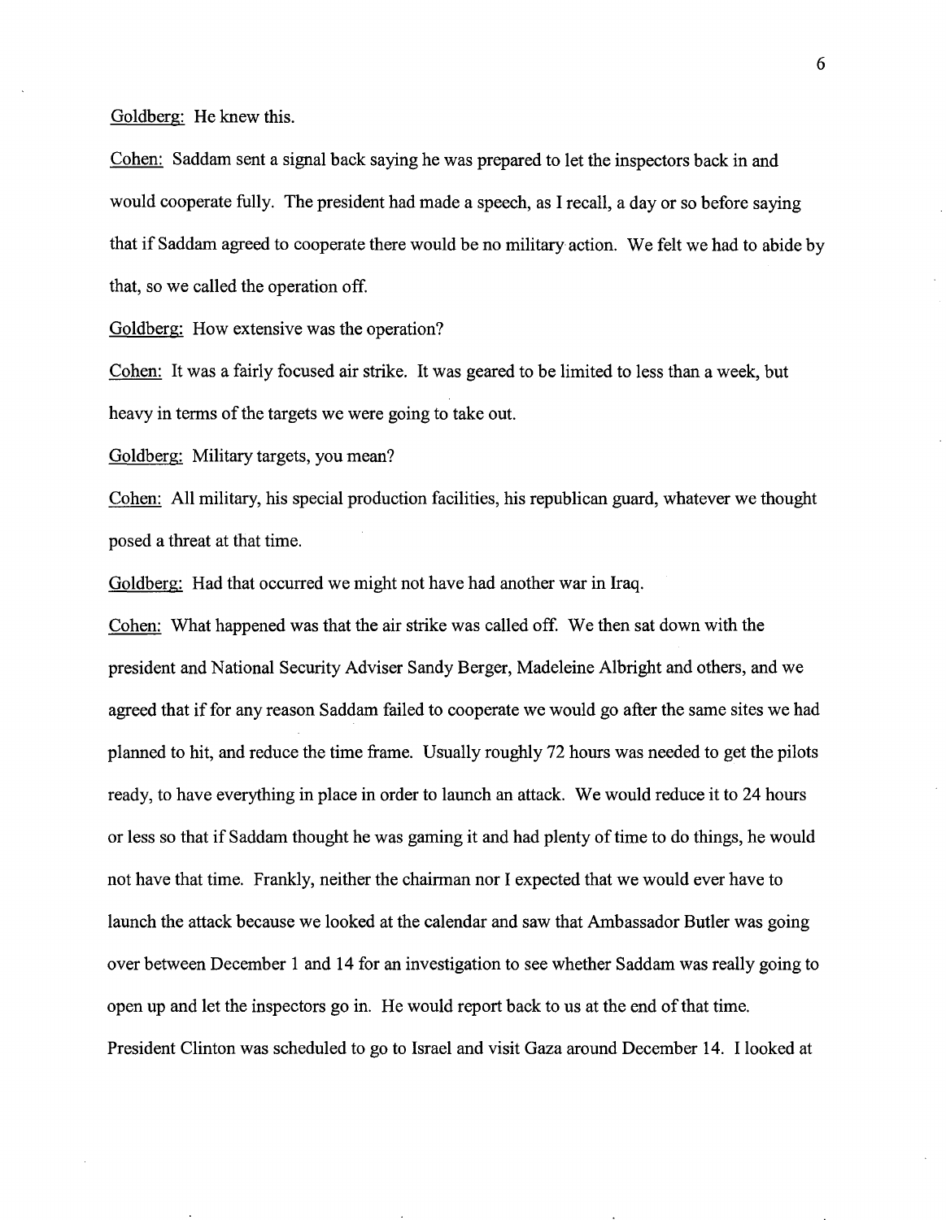Goldberg: He knew this.

Cohen: Saddam sent a signal back saying he was prepared to let the inspectors back in and would cooperate fully. The president had made a speech, as I recall, a day or so before saying that if Saddam agreed to cooperate there would be no military action. We felt we had to abide by that, so we called the operation off.

Goldberg: How extensive was the operation?

Cohen: It was a fairly focused air strike. It was geared to be limited to less than a week, but heavy in terms of the targets we were going to take out.

Goldberg: Military targets, you mean?

Cohen: All military, his special production facilities, his republican guard, whatever we thought posed a threat at that time.

Goldberg: Had that occurred we might not have had another war in Iraq.

Cohen: What happened was that the air strike was called off. We then sat down with the president and National Security Adviser Sandy Berger, Madeleine Albright and others, and we agreed that if for any reason Saddam failed to cooperate we would go after the same sites we had planned to hit, and reduce the time frame. Usually roughly 72 hours was needed to get the pilots ready, to have everything in place in order to launch an attack. We would reduce it to 24 hours or less so that if Saddam thought he was gaming it and had plenty of time to do things, he would not have that time. Frankly, neither the chairman nor I expected that we would ever have to launch the attack because we looked at the calendar and saw that Ambassador Butler was going over between December 1 and 14 for an investigation to see whether Saddam was really going to open up and let the inspectors go in. He would report back to us at the end of that time. President Clinton was scheduled to go to Israel and visit Gaza around December 14. I looked at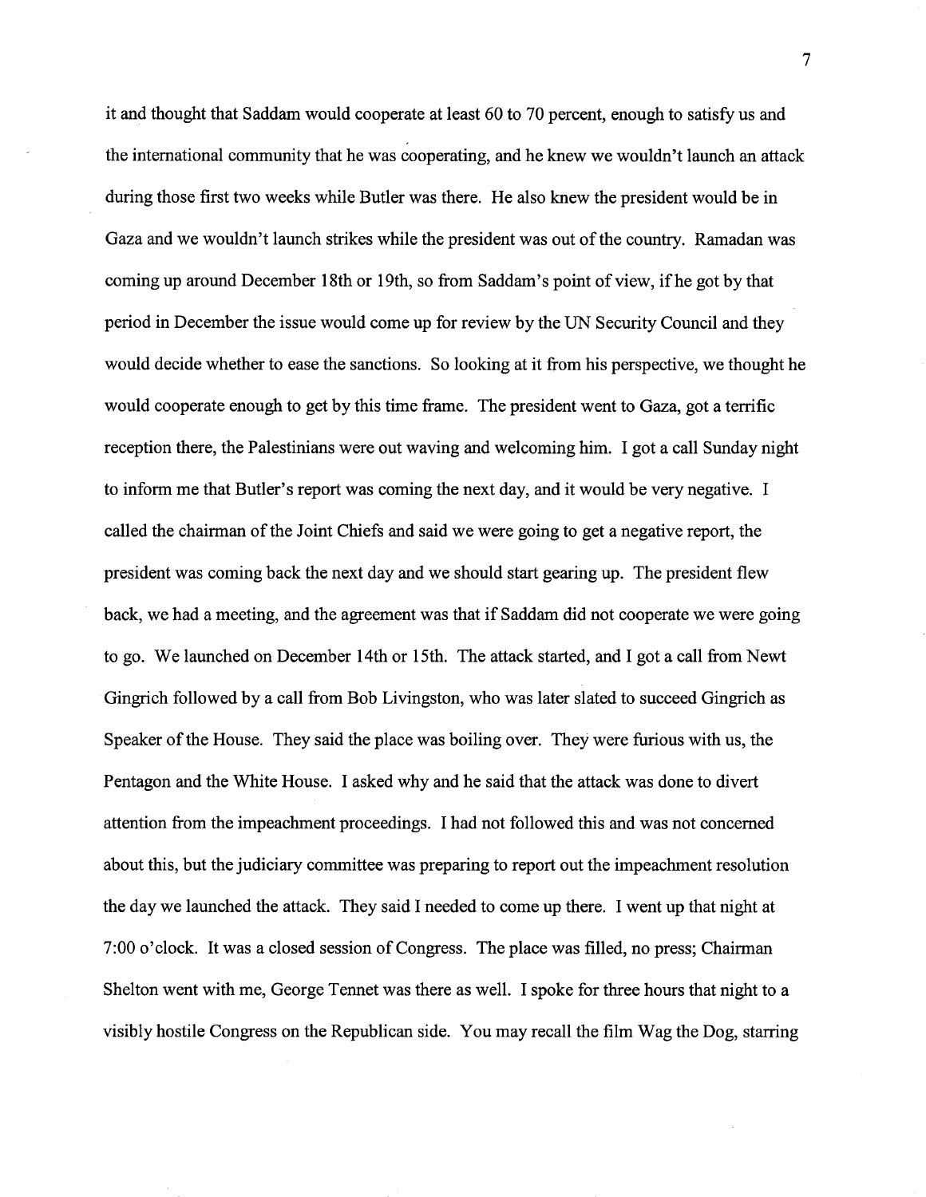it and thought that Saddam would cooperate at least 60 to 70 percent, enough to satisfy us and the international community that he was cooperating, and he knew we wouldn't launch an attack during those first two weeks while Butler was there. He also knew the president would be in Gaza and we wouldn't launch strikes while the president was out of the country. Ramadan was coming up around December 18th or 19th, so from Saddam's point of view, if he got by that period in December the issue would come up for review by the UN Security Council and they would decide whether to ease the sanctions. So looking at it from his perspective, we thought he would cooperate enough to get by this time frame. The president went to Gaza, got a terrific reception there, the Palestinians were out waving and welcoming him. I got a call Sunday night to inform me that Butler's report was coming the next day, and it would be very negative. I called the chairman of the Joint Chiefs and said we were going to get a negative report, the president was coming back the next day and we should start gearing up. The president flew back, we had a meeting, and the agreement was that if Saddam did not cooperate we were going to go. We launched on December 14th or 15th. The attack started, and I got a call from Newt Gingrich followed by a call from Bob Livingston, who was later slated to succeed Gingrich as Speaker of the House. They said the place was boiling over. They were furious with us, the Pentagon and the White House. I asked why and he said that the attack was done to divert attention from the impeachment proceedings. I had not followed this and was not concerned about this, but the judiciary committee was preparing to report out the impeachment resolution the day we launched the attack. They said I needed to come up there. I went up that night at 7:00 o'clock. It was a closed session of Congress. The place was filled, no press; Chairman Shelton went with me, George Tennet was there as well. I spoke for three hours that night to a visibly hostile Congress on the Republican side. You may recall the film Wag the Dog, starring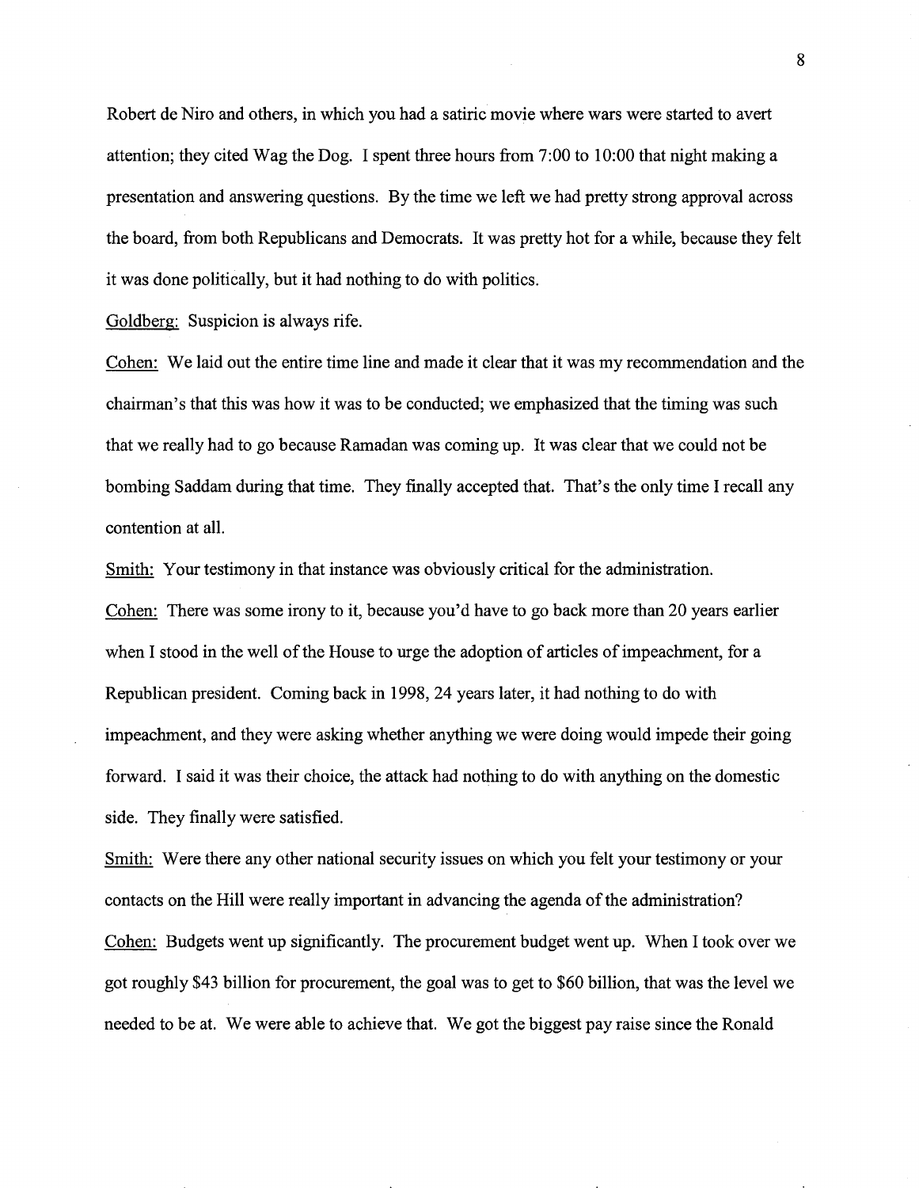Robert de Niro and others, in which you had a satiric movie where wars were started to avert attention; they cited Wag the Dog. I spent three hours from 7:00 to 10:00 that night making a presentation and answering questions. By the time we left we had pretty strong approval across the board, from both Republicans and Democrats. It was pretty hot for a while, because they felt it was done politically, but it had nothing to do with politics.

Goldberg: Suspicion is always rife.

Cohen: We laid out the entire time line and made it clear that it was my recommendation and the chairman's that this was how it was to be conducted; we emphasized that the timing was such that we really had to go because Ramadan was coming up. It was clear that we could not be bombing Saddam during that time. They finally accepted that. That's the only time I recall any contention at all.

Smith: Your testimony in that instance was obviously critical for the administration.

Cohen: There was some irony to it, because you'd have to go back more than 20 years earlier when I stood in the well of the House to urge the adoption of articles of impeachment, for a Republican president. Coming back in 1998, 24 years later, it had nothing to do with impeachment, and they were asking whether anything we were doing would impede their going forward. I said it was their choice, the attack had nothing to do with anything on the domestic side. They finally were satisfied.

Smith: Were there any other national security issues on which you felt your testimony or your contacts on the Hill were really important in advancing the agenda of the administration?

Cohen: Budgets went up significantly. The procurement budget went up. When I took over we got roughly $43 billion for procurement, the goal was to get to $60 billion, that was the level we needed to be at. We were able to achieve that. We got the biggest pay raise since the Ronald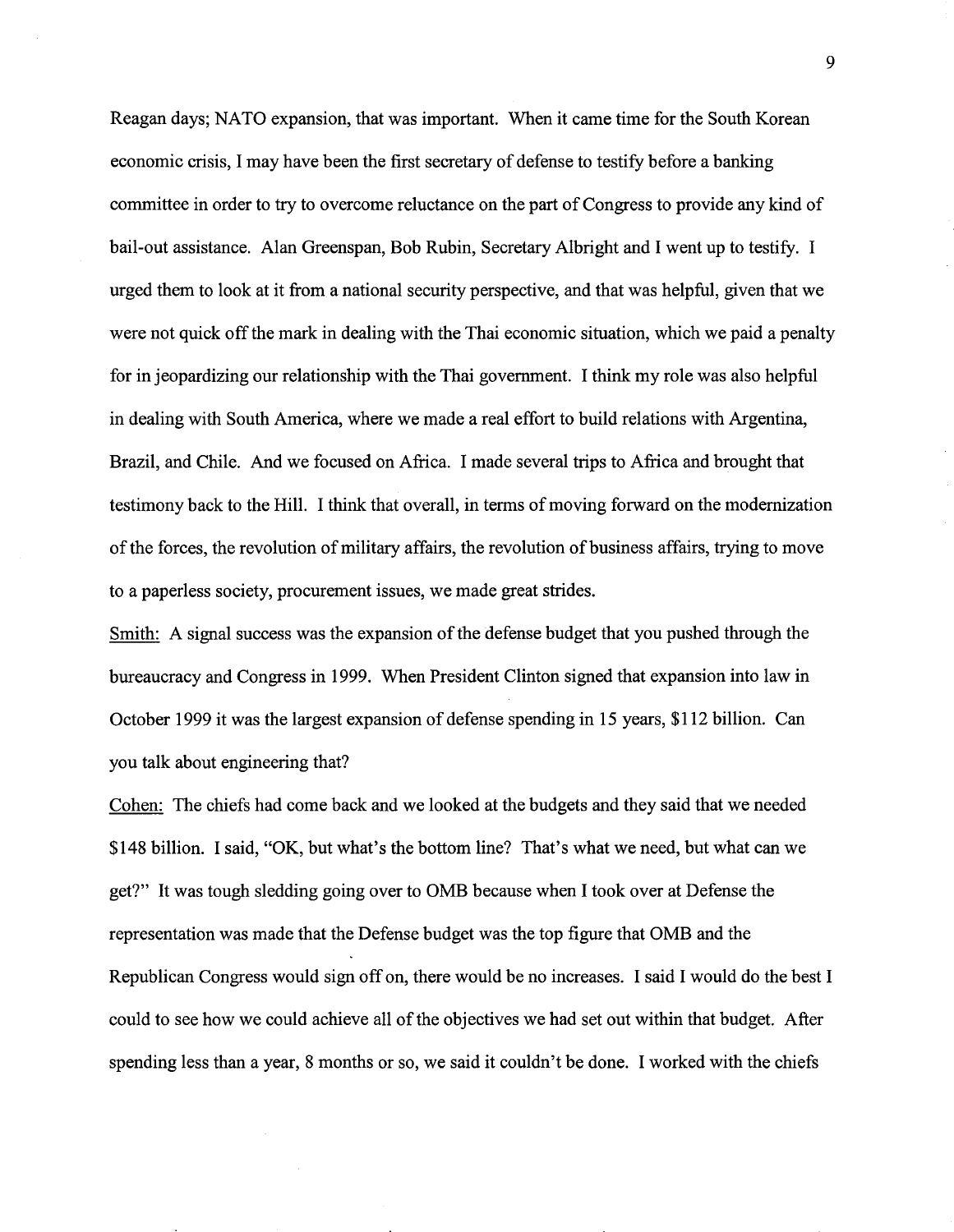Reagan days; NATO expansion, that was important. When it came time for the South Korean economic crisis, I may have been the first secretary of defense to testify before a banking committee in order to try to overcome reluctance on the part of Congress to provide any kind of bail-out assistance. Alan Greenspan, Bob Rubin, Secretary Albright and I went up to testify. I urged them to look at it from a national security perspective, and that was helpful, given that we were not quick off the mark in dealing with the Thai economic situation, which we paid a penalty for in jeopardizing our relationship with the Thai government. I think my role was also helpful in dealing with South America, where we made a real effort to build relations with Argentina, Brazil, and Chile. And we focused on Africa. I made several trips to Africa and brought that testimony back to the Hill. I think that overall, in terms of moving forward on the modernization of the forces, the revolution of military affairs, the revolution of business affairs, trying to move to a paperless society, procurement issues, we made great strides.

Smith: A signal success was the expansion of the defense budget that you pushed through the bureaucracy and Congress in 1999. When President Clinton signed that expansion into law in October 1999 it was the largest expansion of defense spending in 15 years, $112 billion. Can you talk about engineering that?

Cohen: The chiefs had come back and we looked at the budgets and they said that we needed $148 billion. I said, "OK, but what's the bottom line? That's what we need, but what can we get?" It was tough sledding going over to OMB because when I took over at Defense the representation was made that the Defense budget was the top figure that OMB and the Republican Congress would sign off on, there would be no increases. I said I would do the best I could to see how we could achieve all of the objectives we had set out within that budget. After spending less than a year, 8 months or so, we said it couldn't be done. I worked with the chiefs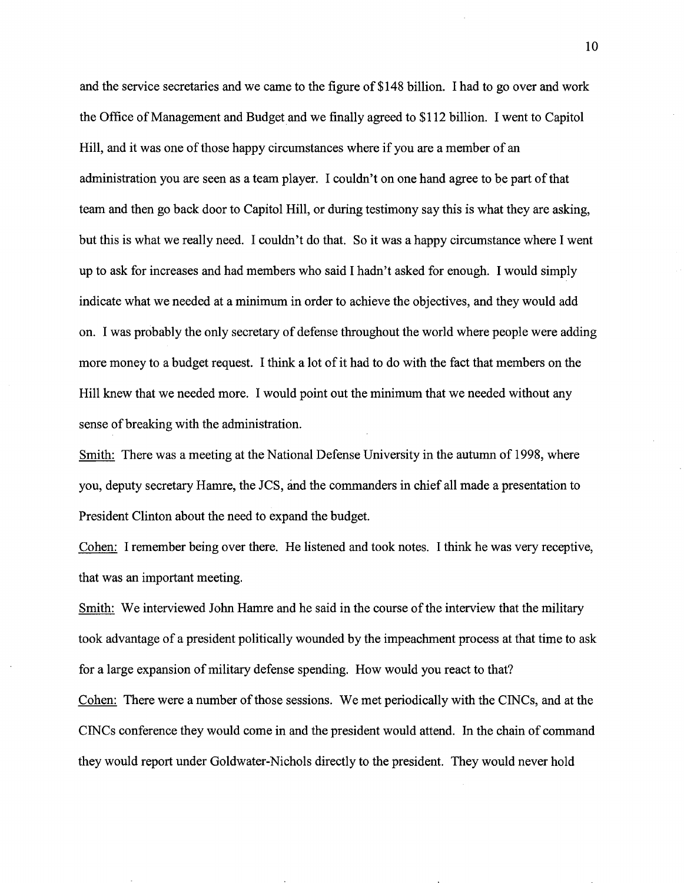and the service secretaries and we came to the figure of $148 billion. I had to go over and work the Office of Management and Budget and we finally agreed to $112 billion. I went to Capitol Hill, and it was one of those happy circumstances where if you are a member of an administration you are seen as a team player. I couldn't on one hand agree to be part of that team and then go back door to Capitol Hill, or during testimony say this is what they are asking, but this is what we really need. I couldn't do that. So it was a happy circumstance where I went up to ask for increases and had members who said I hadn't asked for enough. I would simply indicate what we needed at a minimum in order to achieve the objectives, and they would add on. I was probably the only secretary of defense throughout the world where people were adding more money to a budget request. I think a lot of it had to do with the fact that members on the Hill knew that we needed more. I would point out the minimum that we needed without any sense of breaking with the administration.

Smith: There was a meeting at the National Defense University in the autumn of 1998, where you, deputy secretary Hamre, the JCS, and the commanders in chief all made a presentation to President Clinton about the need to expand the budget.

Cohen: I remember being over there. He listened and took notes. I think he was very receptive, that was an important meeting.

Smith: We interviewed John Hamre and he said in the course of the interview that the military took advantage of a president politically wounded by the impeachment process at that time to ask for a large expansion of military defense spending. How would you react to that?

Cohen: There were a number of those sessions. We met periodically with the CINCs, and at the CINCs conference they would come in and the president would attend. In the chain of command they would report under Goldwater-Nichols directly to the president. They would never hold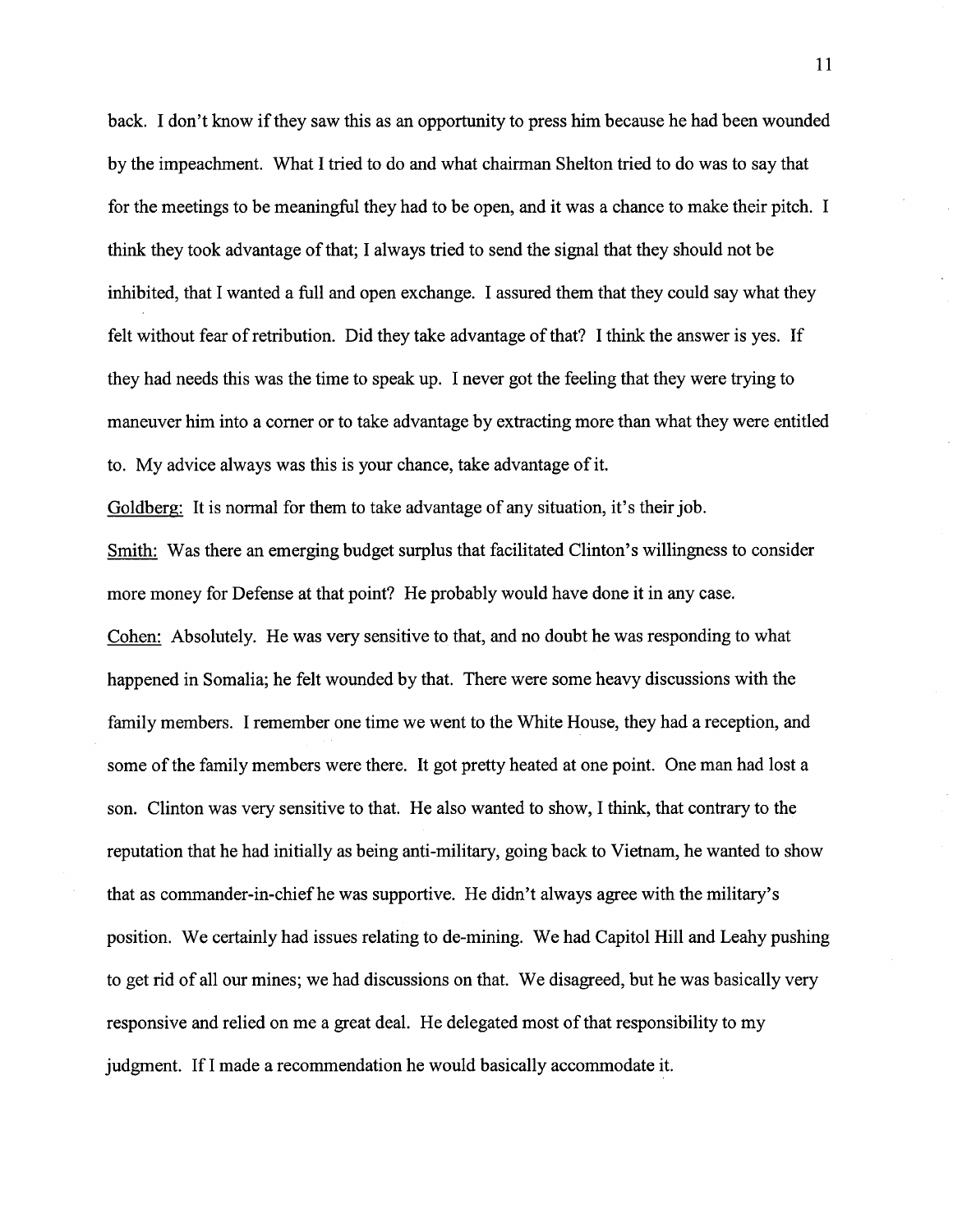back. I don't know if they saw this as an opportunity to press him because he had been wounded by the impeachment. What I tried to do and what chairman Shelton tried to do was to say that for the meetings to be meaningful they had to be open, and it was a chance to make their pitch. I think they took advantage of that; I always tried to send the signal that they should not be inhibited, that I wanted a full and open exchange. I assured them that they could say what they felt without fear of retribution. Did they take advantage of that? I think the answer is yes. If they had needs this was the time to speak up. I never got the feeling that they were trying to maneuver him into a corner or to take advantage by extracting more than what they were entitled to. My advice always was this is your chance, take advantage of it.

Goldberg: It is normal for them to take advantage of any situation, it's their job.

Smith: Was there an emerging budget surplus that facilitated Clinton's willingness to consider more money for Defense at that point? He probably would have done it in any case.

Cohen: Absolutely. He was very sensitive to that, and no doubt he was responding to what happened in Somalia; he felt wounded by that. There were some heavy discussions with the family members. I remember one time we went to the White House, they had a reception, and some of the family members were there. It got pretty heated at one point. One man had lost a son. Clinton was very sensitive to that. He also wanted to show, I think, that contrary to the reputation that he had initially as being anti-military, going back to Vietnam, he wanted to show that as commander-in-chief he was supportive. He didn't always agree with the military's position. We certainly had issues relating to de-mining. We had Capitol Hill and Leahy pushing to get rid of all our mines; we had discussions on that. We disagreed, but he was basically very responsive and relied on me a great deal. He delegated most of that responsibility to my judgment. If I made a recommendation he would basically accommodate it.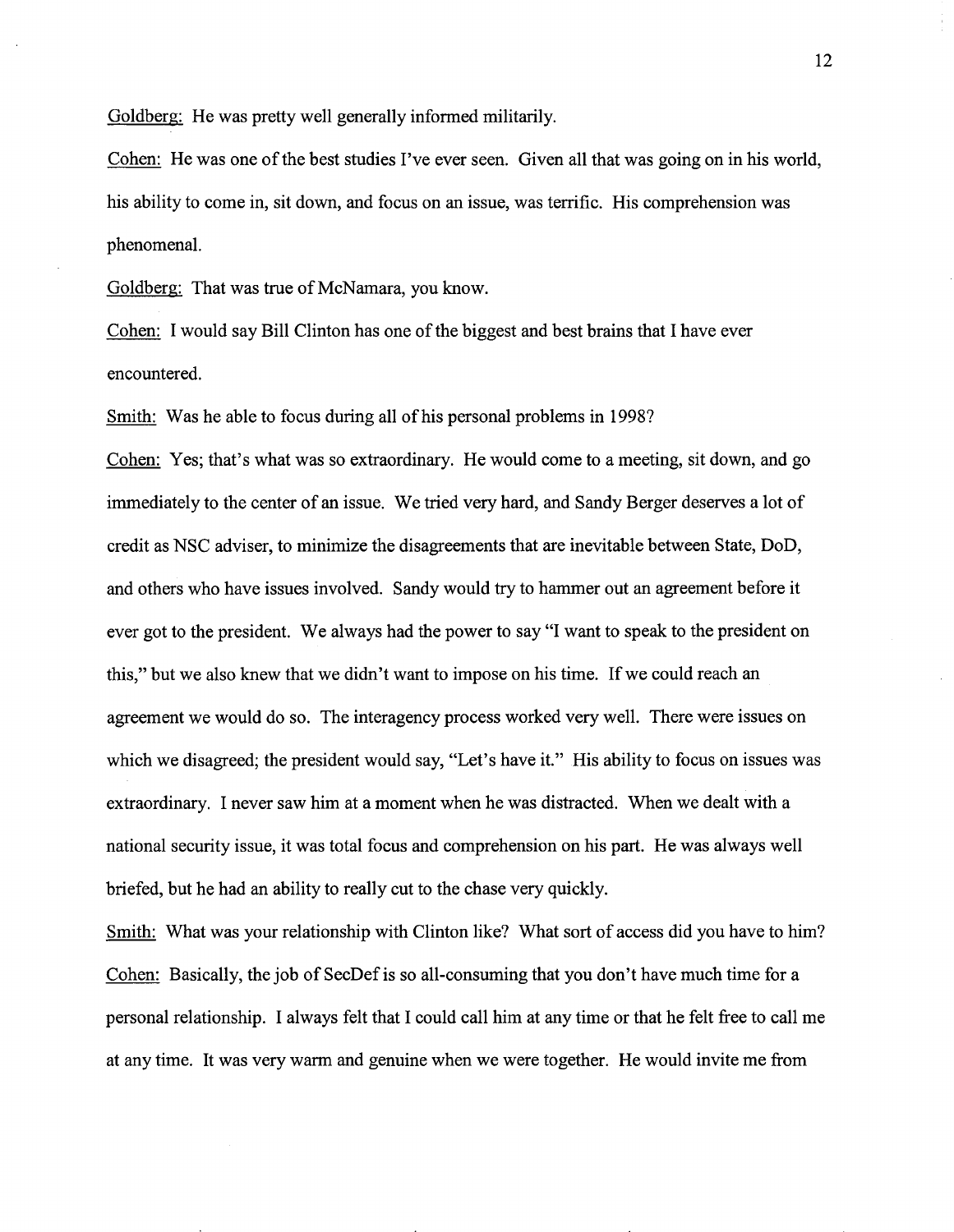Goldberg: He was pretty well generally informed militarily.

Cohen: He was one of the best studies I've ever seen. Given all that was going on in his world, his ability to come in, sit down, and focus on an issue, was terrific. His comprehension was phenomenal.

Goldberg: That was true of McNamara, you know.

Cohen: I would say Bill Clinton has one of the biggest and best brains that I have ever encountered.

Smith: Was he able to focus during all of his personal problems in 1998?

Cohen: Yes; that's what was so extraordinary. He would come to a meeting, sit down, and go immediately to the center of an issue. We tried very hard, and Sandy Berger deserves a lot of credit as NSC adviser, to minimize the disagreements that are inevitable between State, DoD, and others who have issues involved. Sandy would try to hammer out an agreement before it ever got to the president. We always had the power to say "I want to speak to the president on this," but we also knew that we didn't want to impose on his time. If we could reach an agreement we would do so. The interagency process worked very well. There were issues on which we disagreed; the president would say, "Let's have it." His ability to focus on issues was extraordinary. I never saw him at a moment when he was distracted. When we dealt with a national security issue, it was total focus and comprehension on his part. He was always well briefed, but he had an ability to really cut to the chase very quickly.

Smith: What was your relationship with Clinton like? What sort of access did you have to him?

Cohen: Basically, the job of SecDef is so all-consuming that you don't have much time for a personal relationship. I always felt that I could call him at any time or that he felt free to call me at any time. It was very warm and genuine when we were together. He would invite me from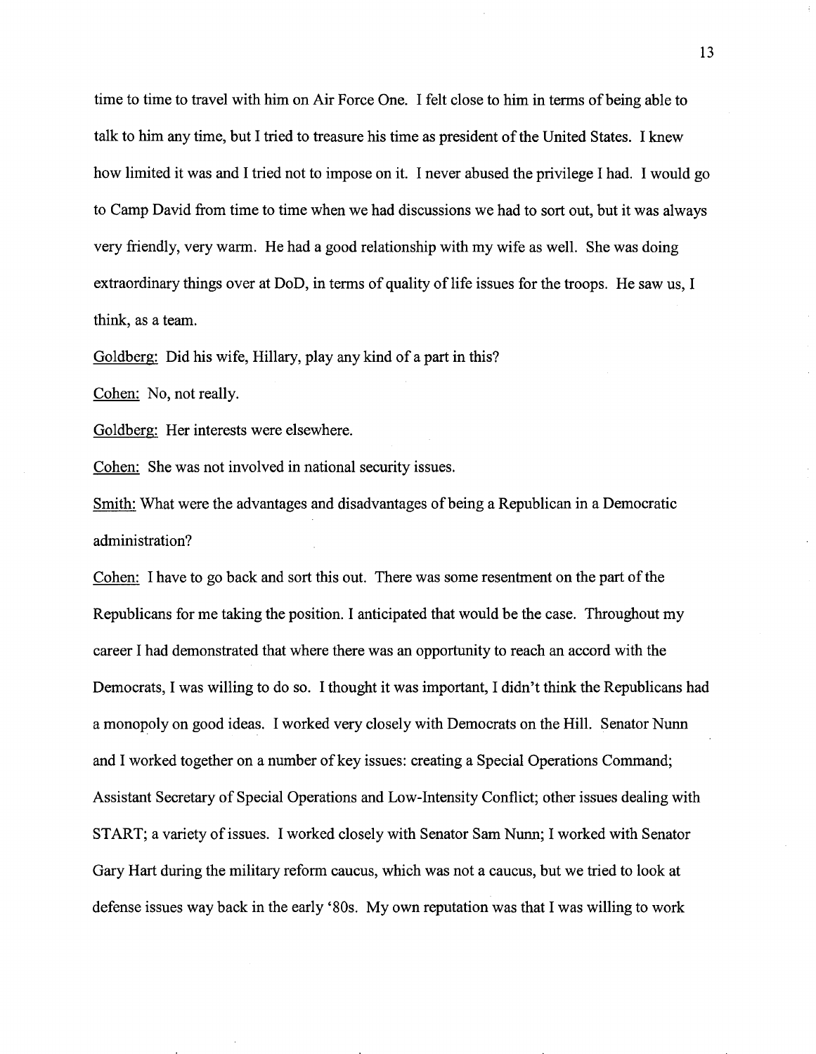time to time to travel with him on Air Force One. I felt close to him in terms of being able to talk to him any time, but I tried to treasure his time as president of the United States. I knew how limited it was and I tried not to impose on it. I never abused the privilege I had. I would go to Camp David from time to time when we had discussions we had to sort out, but it was always very friendly, very warm. He had a good relationship with my wife as well. She was doing extraordinary things over at DoD, in terms of quality of life issues for the troops. He saw us, I think, as a team.

Goldberg: Did his wife, Hillary, play any kind of a part in this?

Cohen: No, not really.

Goldberg: Her interests were elsewhere.

Cohen: She was not involved in national security issues.

Smith: What were the advantages and disadvantages of being a Republican in a Democratic administration?

Cohen: I have to go back and sort this out. There was some resentment on the part of the Republicans for me taking the position. I anticipated that would be the case. Throughout my career I had demonstrated that where there was an opportunity to reach an accord with the Democrats, I was willing to do so. I thought it was important, I didn't think the Republicans had a monopoly on good ideas. I worked very closely with Democrats on the Hill. Senator Nunn and I worked together on a number of key issues: creating a Special Operations Command; Assistant Secretary of Special Operations and Low-Intensity Conflict; other issues dealing with START; a variety of issues. I worked closely with Senator Sam Nunn; I worked with Senator Gary Hart during the military reform caucus, which was not a caucus, but we tried to look at defense issues way back in the early '80s. My own reputation was that I was willing to work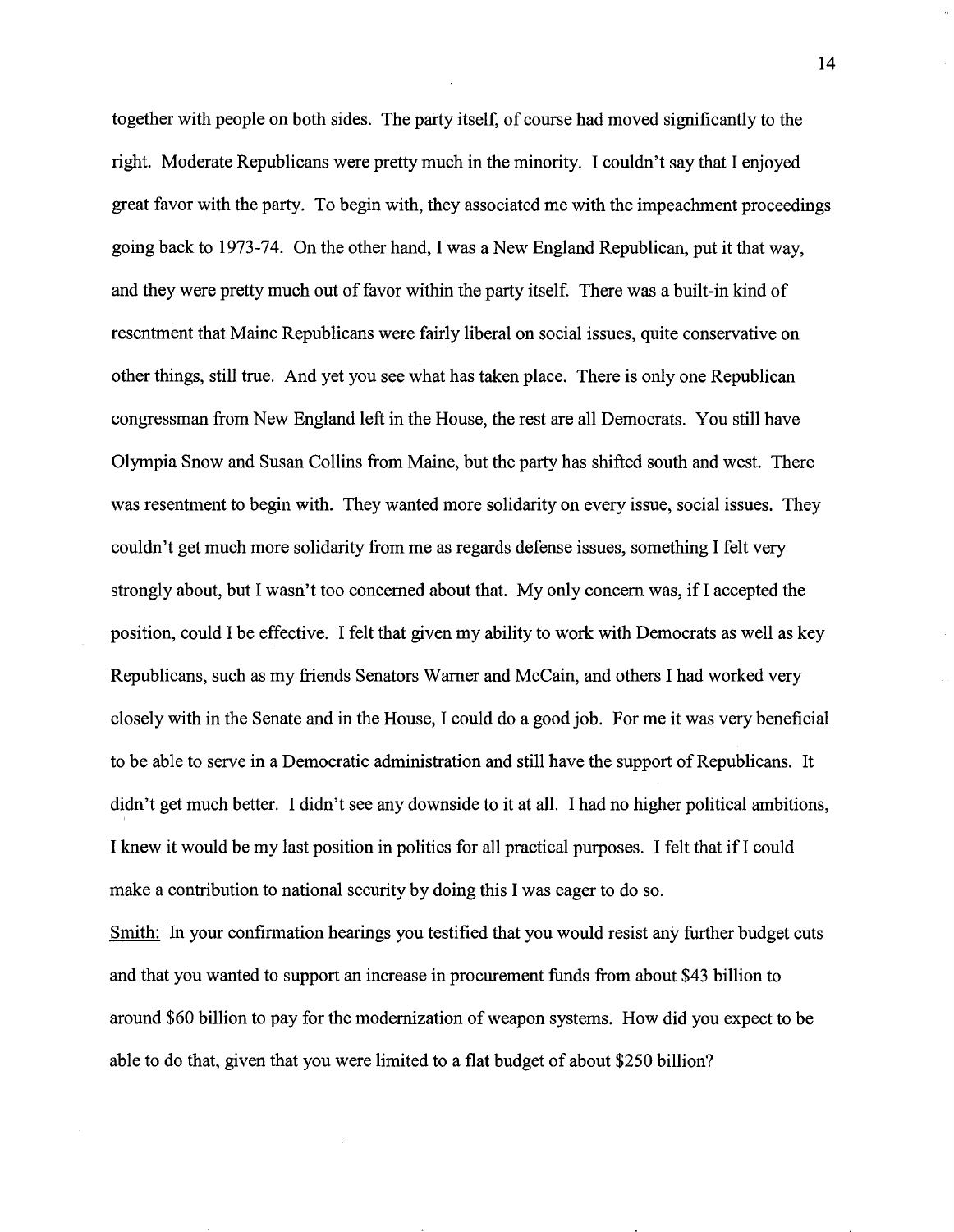together with people on both sides. The party itself, of course had moved significantly to the right. Moderate Republicans were pretty much in the minority. I couldn't say that I enjoyed great favor with the party. To begin with, they associated me with the impeachment proceedings going back to 1973-74. On the other hand, I was a New England Republican, put it that way, and they were pretty much out of favor within the party itself. There was a built-in kind of resentment that Maine Republicans were fairly liberal on social issues, quite conservative on other things, still true. And yet you see what has taken place. There is only one Republican congressman from New England left in the House, the rest are all Democrats. You still have Olympia Snow and Susan Collins from Maine, but the party has shifted south and west. There was resentment to begin with. They wanted more solidarity on every issue, social issues. They couldn't get much more solidarity from me as regards defense issues, something I felt very strongly about, but I wasn't too concerned about that. My only concern was, if I accepted the position, could I be effective. I felt that given my ability to work with Democrats as well as key Republicans, such as my friends Senators Warner and McCain, and others I had worked very closely with in the Senate and in the House, I could do a good job. For me it was very beneficial to be able to serve in a Democratic administration and still have the support of Republicans. It didn't get much better. I didn't see any downside to it at all. I had no higher political ambitions, I knew it would be my last position in politics for all practical purposes. I felt that if I could make a contribution to national security by doing this I was eager to do so.

<u>Smith:</u> In your confirmation hearings you testified that you would resist any further budget cuts and that you wanted to support an increase in procurement funds from about $43 billion to around $60 billion to pay for the modernization of weapon systems. How did you expect to be able to do that, given that you were limited to a flat budget of about $250 billion?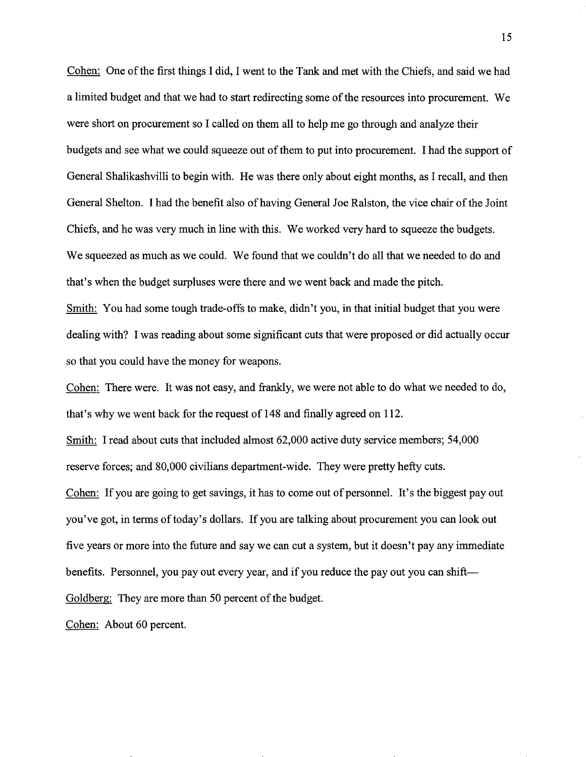<u>Cohen:</u> One of the first things I did, I went to the Tank and met with the Chiefs, and said we had a limited budget and that we had to start redirecting some of the resources into procurement. We were short on procurement so I called on them all to help me go through and analyze their budgets and see what we could squeeze out of them to put into procurement. I had the support of General Shalikashvilli to begin with. He was there only about eight months, as I recall, and then General Shelton. I had the benefit also of having General Joe Ralston, the vice chair of the Joint Chiefs, and he was very much in line with this. We worked very hard to squeeze the budgets. We squeezed as much as we could. We found that we couldn't do all that we needed to do and that's when the budget surpluses were there and we went back and made the pitch.

<u>Smith:</u> You had some tough trade-offs to make, didn't you, in that initial budget that you were dealing with? I was reading about some significant cuts that were proposed or did actually occur so that you could have the money for weapons.

<u>Cohen:</u> There were. It was not easy, and frankly, we were not able to do what we needed to do, that's why we went back for the request of 148 and finally agreed on 112.

<u>Smith:</u> I read about cuts that included almost 62,000 active duty service members; 54,000 reserve forces; and 80,000 civilians department-wide. They were pretty hefty cuts.

<u>Cohen:</u> If you are going to get savings, it has to come out of personnel. It's the biggest pay out you've got, in terms of today's dollars. If you are talking about procurement you can look out five years or more into the future and say we can cut a system, but it doesn't pay any immediate benefits. Personnel, you pay out every year, and if you reduce the pay out you can shift—

<u>Goldberg:</u> They are more than 50 percent of the budget.

<u>Cohen:</u> About 60 percent.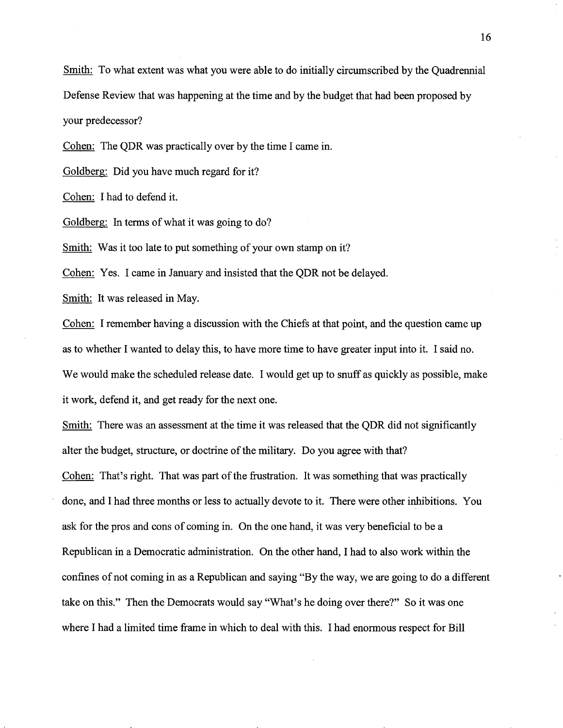Smith: To what extent was what you were able to do initially circumscribed by the Quadrennial Defense Review that was happening at the time and by the budget that had been proposed by your predecessor?

Cohen: The QDR was practically over by the time I came in.

Goldberg: Did you have much regard for it?

Cohen: I had to defend it.

Goldberg: In terms of what it was going to do?

Smith: Was it too late to put something of your own stamp on it?

Cohen: Yes. I came in January and insisted that the QDR not be delayed.

Smith: It was released in May.

Cohen: I remember having a discussion with the Chiefs at that point, and the question came up as to whether I wanted to delay this, to have more time to have greater input into it. I said no. We would make the scheduled release date. I would get up to snuff as quickly as possible, make it work, defend it, and get ready for the next one.

Smith: There was an assessment at the time it was released that the QDR did not significantly alter the budget, structure, or doctrine of the military. Do you agree with that?

Cohen: That's right. That was part of the frustration. It was something that was practically done, and I had three months or less to actually devote to it. There were other inhibitions. You ask for the pros and cons of coming in. On the one hand, it was very beneficial to be a Republican in a Democratic administration. On the other hand, I had to also work within the confines of not coming in as a Republican and saying "By the way, we are going to do a different take on this." Then the Democrats would say "What's he doing over there?" So it was one where I had a limited time frame in which to deal with this. I had enormous respect for Bill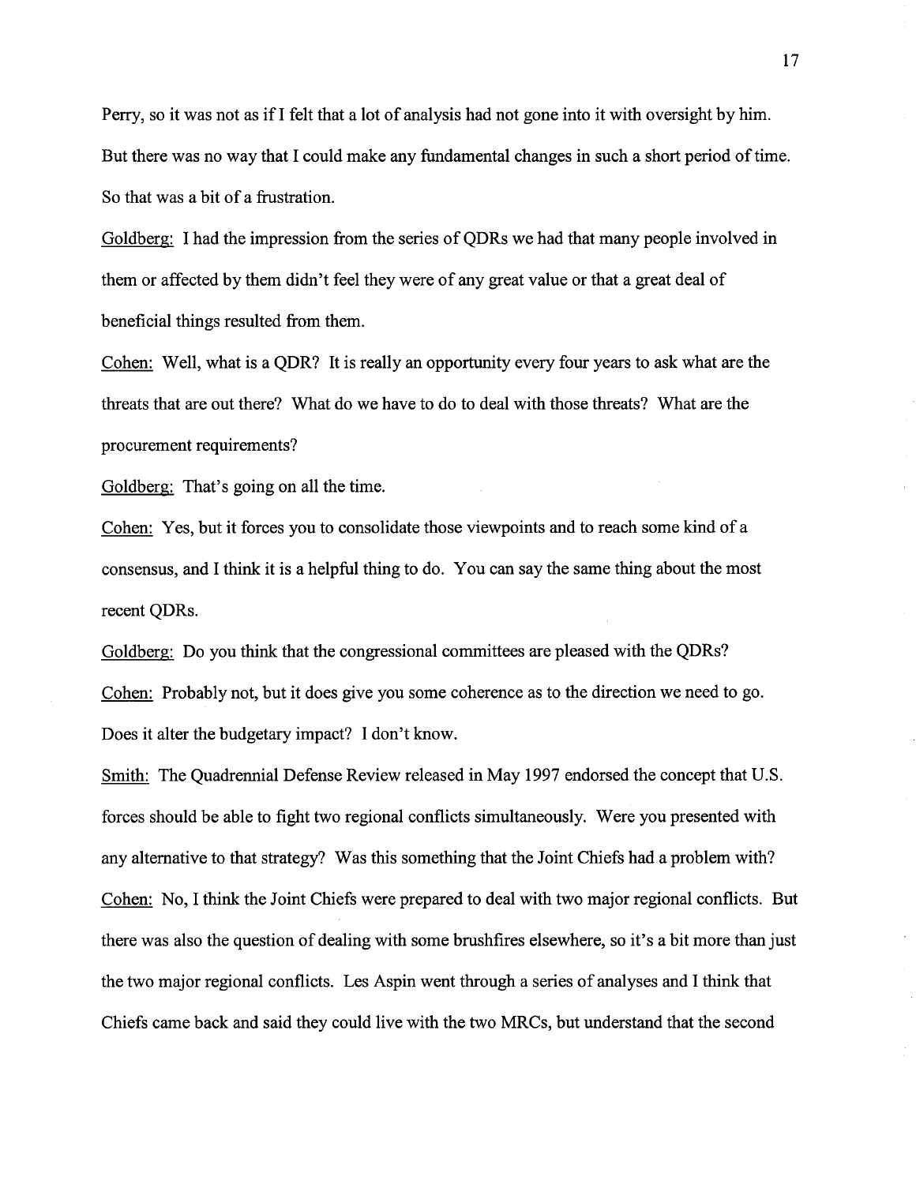Perry, so it was not as if I felt that a lot of analysis had not gone into it with oversight by him. But there was no way that I could make any fundamental changes in such a short period of time. So that was a bit of a frustration.

Goldberg: I had the impression from the series of QDRs we had that many people involved in them or affected by them didn't feel they were of any great value or that a great deal of beneficial things resulted from them.

Cohen: Well, what is a QDR? It is really an opportunity every four years to ask what are the threats that are out there? What do we have to do to deal with those threats? What are the procurement requirements?

Goldberg: That's going on all the time.

Cohen: Yes, but it forces you to consolidate those viewpoints and to reach some kind of a consensus, and I think it is a helpful thing to do. You can say the same thing about the most recent QDRs.

Goldberg: Do you think that the congressional committees are pleased with the QDRs?

Cohen: Probably not, but it does give you some coherence as to the direction we need to go. Does it alter the budgetary impact? I don't know.

Smith: The Quadrennial Defense Review released in May 1997 endorsed the concept that U.S. forces should be able to fight two regional conflicts simultaneously. Were you presented with any alternative to that strategy? Was this something that the Joint Chiefs had a problem with?

Cohen: No, I think the Joint Chiefs were prepared to deal with two major regional conflicts. But there was also the question of dealing with some brushfires elsewhere, so it's a bit more than just the two major regional conflicts. Les Aspin went through a series of analyses and I think that Chiefs came back and said they could live with the two MRCs, but understand that the second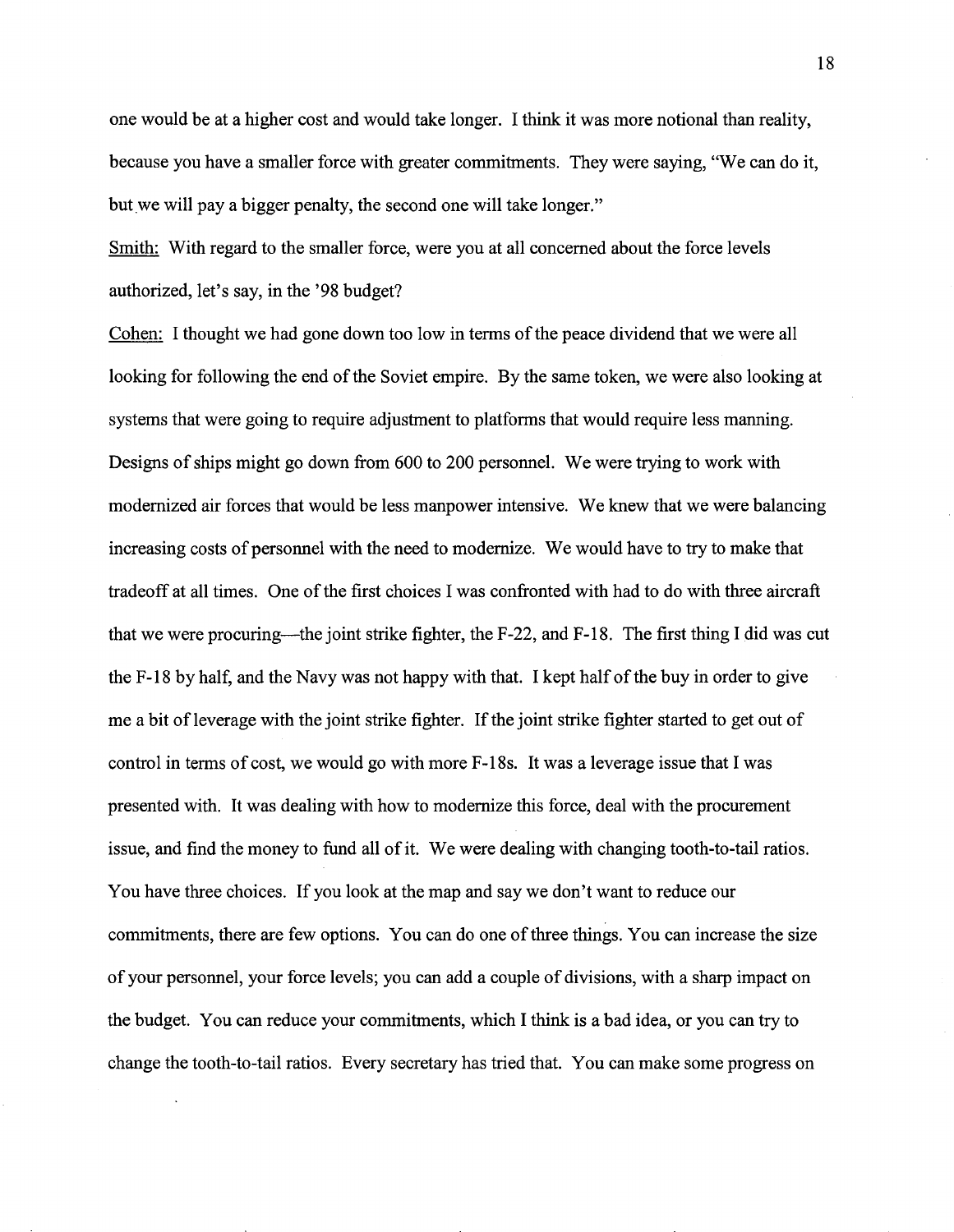one would be at a higher cost and would take longer. I think it was more notional than reality, because you have a smaller force with greater commitments. They were saying, "We can do it, but we will pay a bigger penalty, the second one will take longer."

<u>Smith:</u> With regard to the smaller force, were you at all concerned about the force levels authorized, let's say, in the '98 budget?

<u>Cohen:</u> I thought we had gone down too low in terms of the peace dividend that we were all looking for following the end of the Soviet empire. By the same token, we were also looking at systems that were going to require adjustment to platforms that would require less manning. Designs of ships might go down from 600 to 200 personnel. We were trying to work with modernized air forces that would be less manpower intensive. We knew that we were balancing increasing costs of personnel with the need to modernize. We would have to try to make that tradeoff at all times. One of the first choices I was confronted with had to do with three aircraft that we were procuring—the joint strike fighter, the F-22, and F-18. The first thing I did was cut the F-18 by half, and the Navy was not happy with that. I kept half of the buy in order to give me a bit of leverage with the joint strike fighter. If the joint strike fighter started to get out of control in terms of cost, we would go with more F-18s. It was a leverage issue that I was presented with. It was dealing with how to modernize this force, deal with the procurement issue, and find the money to fund all of it. We were dealing with changing tooth-to-tail ratios. You have three choices. If you look at the map and say we don't want to reduce our commitments, there are few options. You can do one of three things. You can increase the size of your personnel, your force levels; you can add a couple of divisions, with a sharp impact on the budget. You can reduce your commitments, which I think is a bad idea, or you can try to change the tooth-to-tail ratios. Every secretary has tried that. You can make some progress on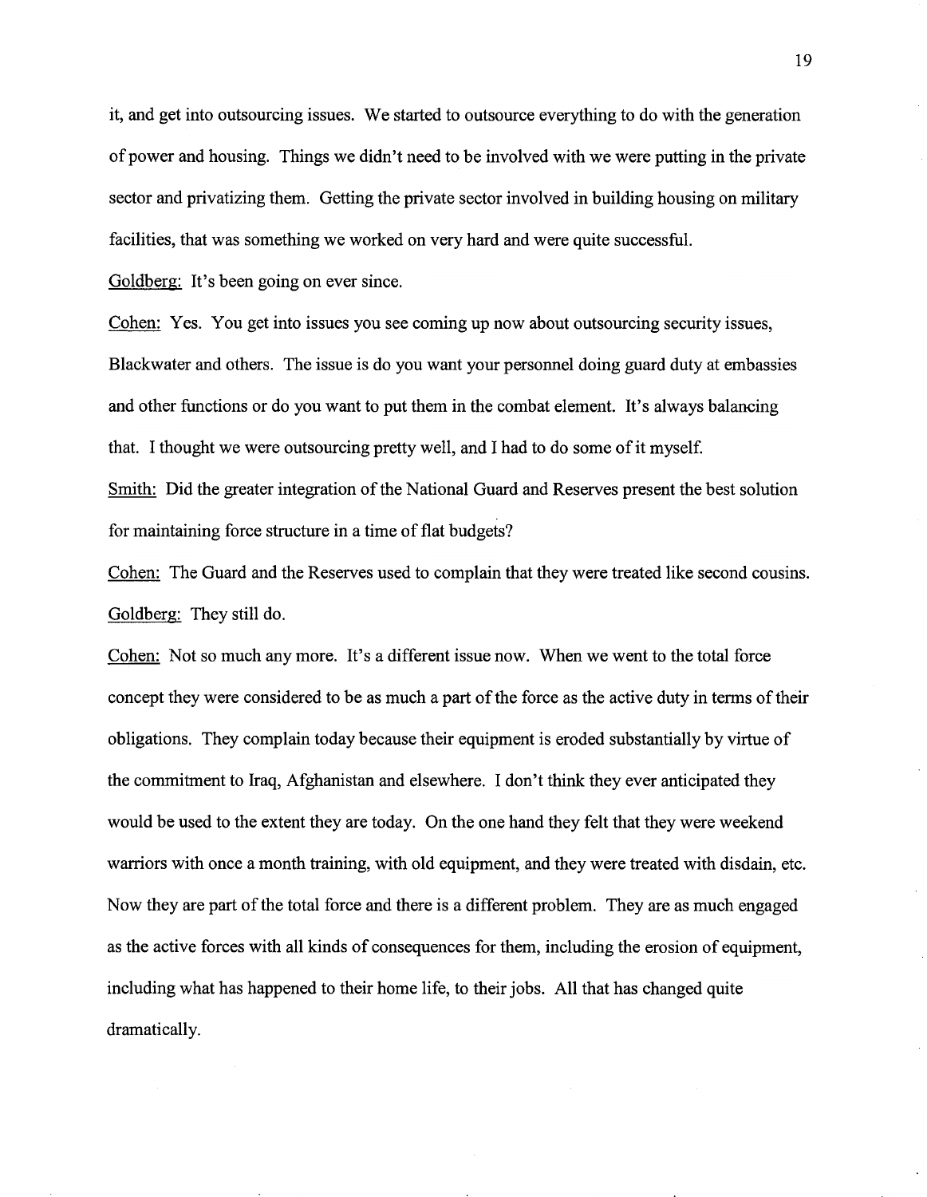it, and get into outsourcing issues. We started to outsource everything to do with the generation of power and housing. Things we didn't need to be involved with we were putting in the private sector and privatizing them. Getting the private sector involved in building housing on military facilities, that was something we worked on very hard and were quite successful.

Goldberg: It's been going on ever since.

Cohen: Yes. You get into issues you see coming up now about outsourcing security issues, Blackwater and others. The issue is do you want your personnel doing guard duty at embassies and other functions or do you want to put them in the combat element. It's always balancing that. I thought we were outsourcing pretty well, and I had to do some of it myself.

Smith: Did the greater integration of the National Guard and Reserves present the best solution for maintaining force structure in a time of flat budgets?

Cohen: The Guard and the Reserves used to complain that they were treated like second cousins.

Goldberg: They still do.

Cohen: Not so much any more. It's a different issue now. When we went to the total force concept they were considered to be as much a part of the force as the active duty in terms of their obligations. They complain today because their equipment is eroded substantially by virtue of the commitment to Iraq, Afghanistan and elsewhere. I don't think they ever anticipated they would be used to the extent they are today. On the one hand they felt that they were weekend warriors with once a month training, with old equipment, and they were treated with disdain, etc. Now they are part of the total force and there is a different problem. They are as much engaged as the active forces with all kinds of consequences for them, including the erosion of equipment, including what has happened to their home life, to their jobs. All that has changed quite dramatically.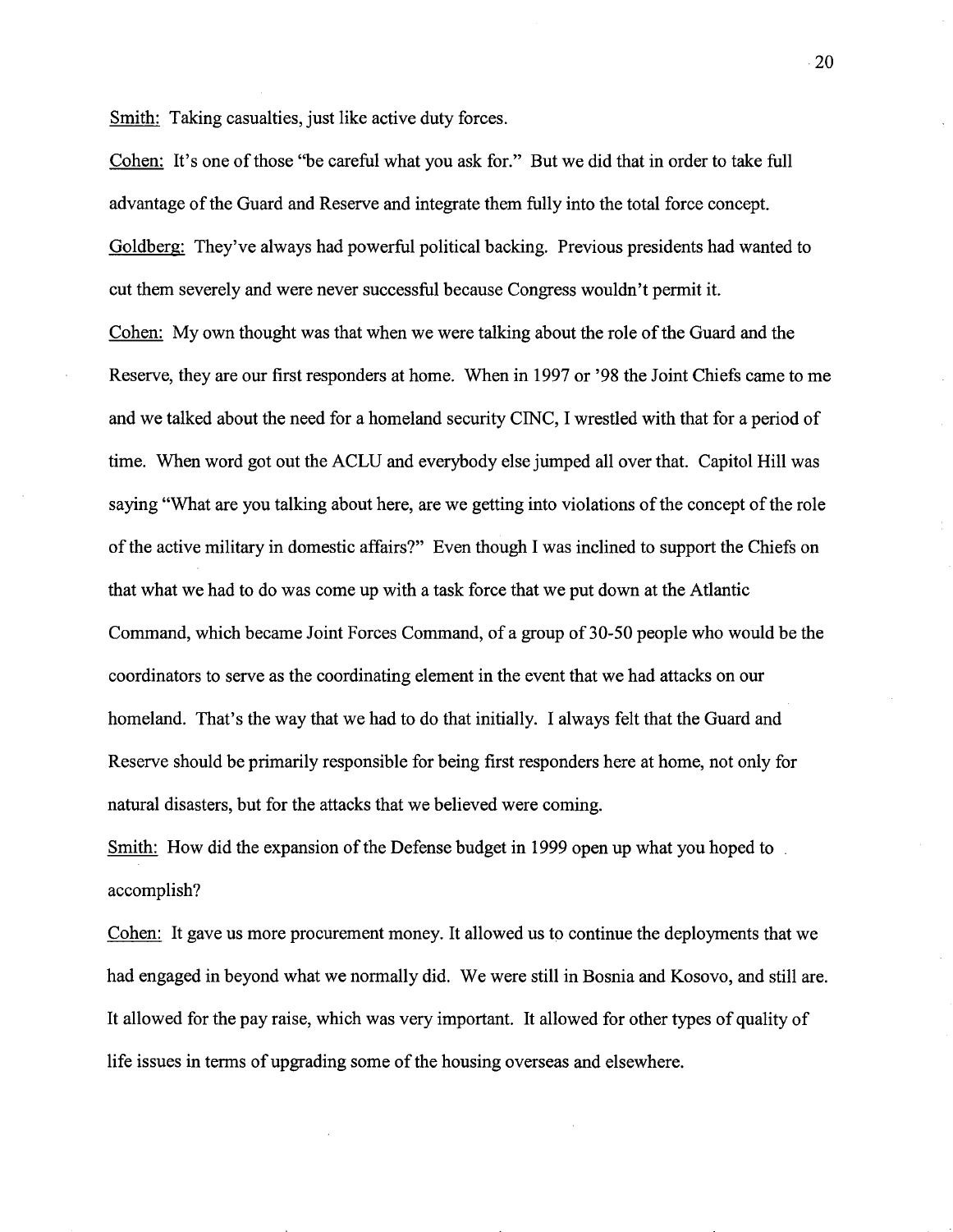<u>Smith:</u> Taking casualties, just like active duty forces.

<u>Cohen:</u> It's one of those "be careful what you ask for." But we did that in order to take full advantage of the Guard and Reserve and integrate them fully into the total force concept.

<u>Goldberg:</u> They've always had powerful political backing. Previous presidents had wanted to cut them severely and were never successful because Congress wouldn't permit it.

<u>Cohen:</u> My own thought was that when we were talking about the role of the Guard and the Reserve, they are our first responders at home. When in 1997 or '98 the Joint Chiefs came to me and we talked about the need for a homeland security CINC, I wrestled with that for a period of time. When word got out the ACLU and everybody else jumped all over that. Capitol Hill was saying "What are you talking about here, are we getting into violations of the concept of the role of the active military in domestic affairs?" Even though I was inclined to support the Chiefs on that what we had to do was come up with a task force that we put down at the Atlantic Command, which became Joint Forces Command, of a group of 30-50 people who would be the coordinators to serve as the coordinating element in the event that we had attacks on our homeland. That's the way that we had to do that initially. I always felt that the Guard and Reserve should be primarily responsible for being first responders here at home, not only for natural disasters, but for the attacks that we believed were coming.

<u>Smith:</u> How did the expansion of the Defense budget in 1999 open up what you hoped to accomplish?

<u>Cohen:</u> It gave us more procurement money. It allowed us to continue the deployments that we had engaged in beyond what we normally did. We were still in Bosnia and Kosovo, and still are. It allowed for the pay raise, which was very important. It allowed for other types of quality of life issues in terms of upgrading some of the housing overseas and elsewhere.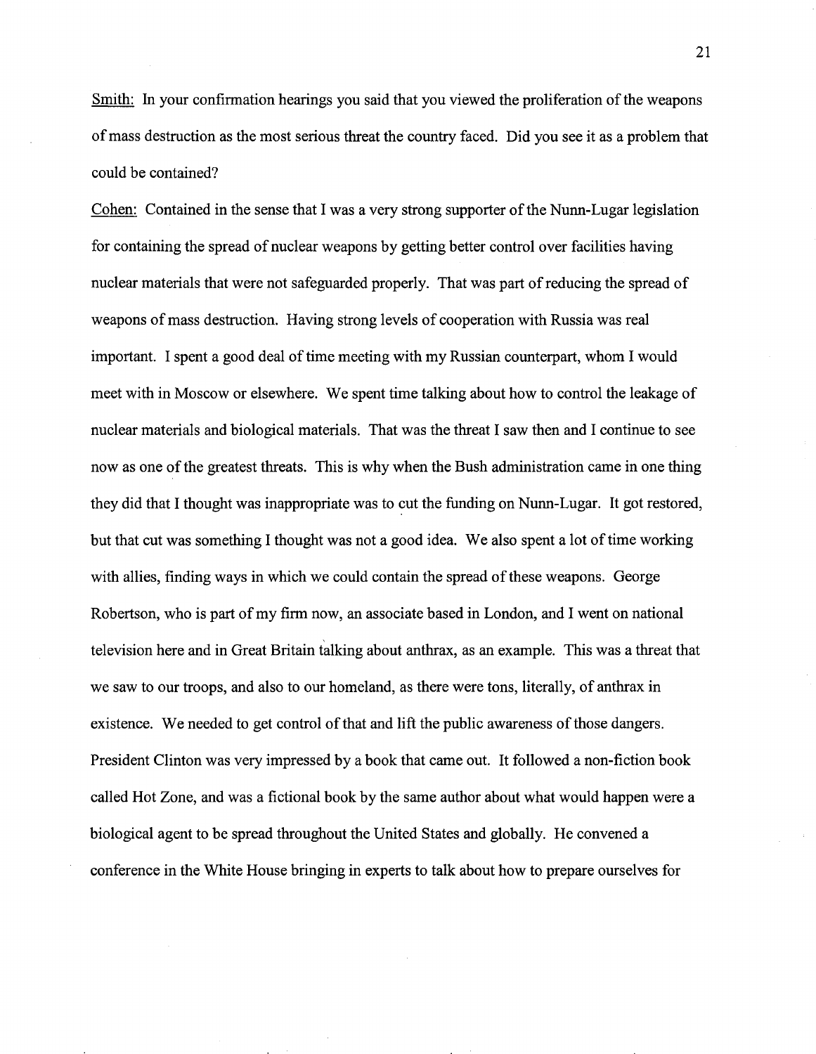Smith: In your confirmation hearings you said that you viewed the proliferation of the weapons of mass destruction as the most serious threat the country faced. Did you see it as a problem that could be contained?

Cohen: Contained in the sense that I was a very strong supporter of the Nunn-Lugar legislation for containing the spread of nuclear weapons by getting better control over facilities having nuclear materials that were not safeguarded properly. That was part of reducing the spread of weapons of mass destruction. Having strong levels of cooperation with Russia was real important. I spent a good deal of time meeting with my Russian counterpart, whom I would meet with in Moscow or elsewhere. We spent time talking about how to control the leakage of nuclear materials and biological materials. That was the threat I saw then and I continue to see now as one of the greatest threats. This is why when the Bush administration came in one thing they did that I thought was inappropriate was to cut the funding on Nunn-Lugar. It got restored, but that cut was something I thought was not a good idea. We also spent a lot of time working with allies, finding ways in which we could contain the spread of these weapons. George Robertson, who is part of my firm now, an associate based in London, and I went on national television here and in Great Britain talking about anthrax, as an example. This was a threat that we saw to our troops, and also to our homeland, as there were tons, literally, of anthrax in existence. We needed to get control of that and lift the public awareness of those dangers. President Clinton was very impressed by a book that came out. It followed a non-fiction book called Hot Zone, and was a fictional book by the same author about what would happen were a biological agent to be spread throughout the United States and globally. He convened a conference in the White House bringing in experts to talk about how to prepare ourselves for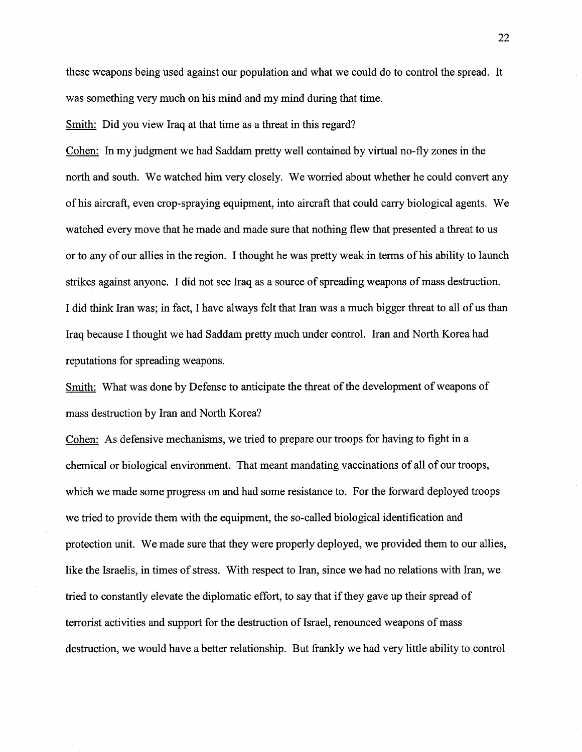these weapons being used against our population and what we could do to control the spread. It was something very much on his mind and my mind during that time.

Smith: Did you view Iraq at that time as a threat in this regard?

Cohen: In my judgment we had Saddam pretty well contained by virtual no-fly zones in the north and south. We watched him very closely. We worried about whether he could convert any of his aircraft, even crop-spraying equipment, into aircraft that could carry biological agents. We watched every move that he made and made sure that nothing flew that presented a threat to us or to any of our allies in the region. I thought he was pretty weak in terms of his ability to launch strikes against anyone. I did not see Iraq as a source of spreading weapons of mass destruction. I did think Iran was; in fact, I have always felt that Iran was a much bigger threat to all of us than Iraq because I thought we had Saddam pretty much under control. Iran and North Korea had reputations for spreading weapons.

Smith: What was done by Defense to anticipate the threat of the development of weapons of mass destruction by Iran and North Korea?

Cohen: As defensive mechanisms, we tried to prepare our troops for having to fight in a chemical or biological environment. That meant mandating vaccinations of all of our troops, which we made some progress on and had some resistance to. For the forward deployed troops we tried to provide them with the equipment, the so-called biological identification and protection unit. We made sure that they were properly deployed, we provided them to our allies, like the Israelis, in times of stress. With respect to Iran, since we had no relations with Iran, we tried to constantly elevate the diplomatic effort, to say that if they gave up their spread of terrorist activities and support for the destruction of Israel, renounced weapons of mass destruction, we would have a better relationship. But frankly we had very little ability to control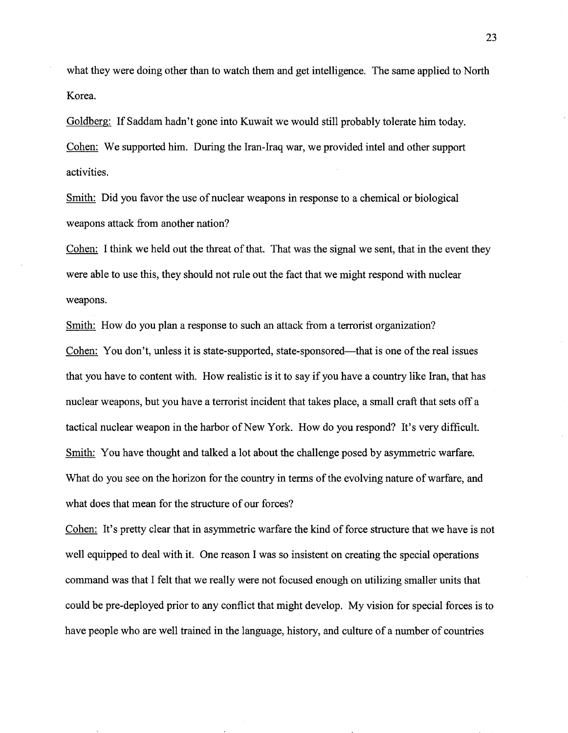what they were doing other than to watch them and get intelligence. The same applied to North Korea.

Goldberg: If Saddam hadn't gone into Kuwait we would still probably tolerate him today.

Cohen: We supported him. During the Iran-Iraq war, we provided intel and other support activities.

Smith: Did you favor the use of nuclear weapons in response to a chemical or biological weapons attack from another nation?

Cohen: I think we held out the threat of that. That was the signal we sent, that in the event they were able to use this, they should not rule out the fact that we might respond with nuclear weapons.

Smith: How do you plan a response to such an attack from a terrorist organization?

Cohen: You don't, unless it is state-supported, state-sponsored—that is one of the real issues that you have to content with. How realistic is it to say if you have a country like Iran, that has nuclear weapons, but you have a terrorist incident that takes place, a small craft that sets off a tactical nuclear weapon in the harbor of New York. How do you respond? It's very difficult.

Smith: You have thought and talked a lot about the challenge posed by asymmetric warfare. What do you see on the horizon for the country in terms of the evolving nature of warfare, and what does that mean for the structure of our forces?

Cohen: It's pretty clear that in asymmetric warfare the kind of force structure that we have is not well equipped to deal with it. One reason I was so insistent on creating the special operations command was that I felt that we really were not focused enough on utilizing smaller units that could be pre-deployed prior to any conflict that might develop. My vision for special forces is to have people who are well trained in the language, history, and culture of a number of countries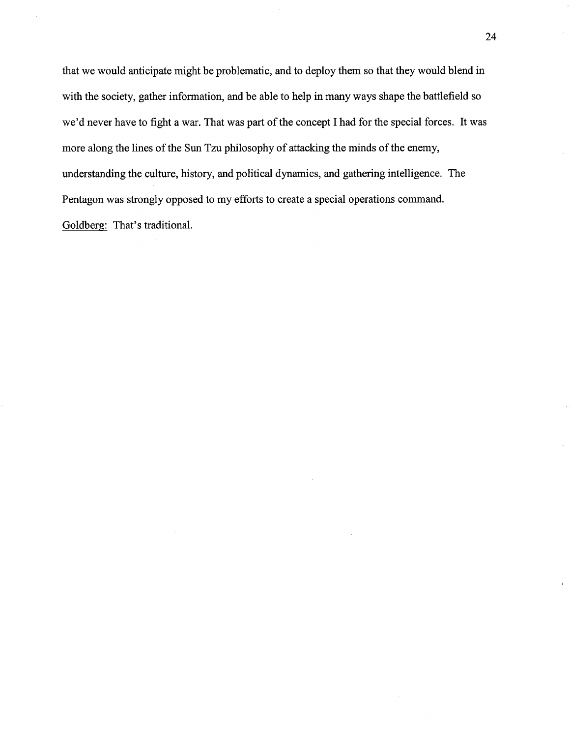that we would anticipate might be problematic, and to deploy them so that they would blend in with the society, gather information, and be able to help in many ways shape the battlefield so we'd never have to fight a war. That was part of the concept I had for the special forces. It was more along the lines of the Sun Tzu philosophy of attacking the minds of the enemy, understanding the culture, history, and political dynamics, and gathering intelligence. The Pentagon was strongly opposed to my efforts to create a special operations command.

Goldberg: That's traditional.